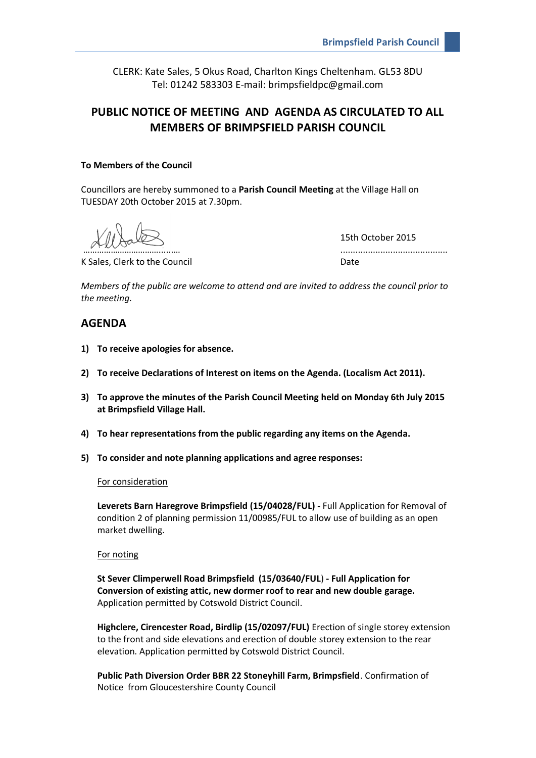CLERK: Kate Sales, 5 Okus Road, Charlton Kings Cheltenham. GL53 8DU
Tel: 01242 583303 E-mail: brimpsfieldpc@gmail.com

# PUBLIC NOTICE OF MEETING AND AGENDA AS CIRCULATED TO ALL MEMBERS OF BRIMPSFIELD PARISH COUNCIL

**To Members of the Council**

Councillors are hereby summoned to a **Parish Council Meeting** at the Village Hall on TUESDAY 20th October 2015 at 7.30pm.

………………………………….…… 15th October 2015
K Sales, Clerk to the Council ..........................................
Date

*Members of the public are welcome to attend and are invited to address the council prior to the meeting.*

## AGENDA

1) **To receive apologies for absence.**

2) **To receive Declarations of Interest on items on the Agenda. (Localism Act 2011).**

3) **To approve the minutes of the Parish Council Meeting held on Monday 6th July 2015 at Brimpsfield Village Hall.**

4) **To hear representations from the public regarding any items on the Agenda.**

5) **To consider and note planning applications and agree responses:**

   For consideration

   **Leverets Barn Haregrove Brimpsfield (15/04028/FUL) -** Full Application for Removal of condition 2 of planning permission 11/00985/FUL to allow use of building as an open market dwelling.

   For noting

   **St Sever Climperwell Road Brimpsfield (15/03640/FUL) - Full Application for Conversion of existing attic, new dormer roof to rear and new double garage.** Application permitted by Cotswold District Council.

   **Highclere, Cirencester Road, Birdlip (15/02097/FUL)** Erection of single storey extension to the front and side elevations and erection of double storey extension to the rear elevation. Application permitted by Cotswold District Council.

   **Public Path Diversion Order BBR 22 Stoneyhill Farm, Brimpsfield**. Confirmation of Notice from Gloucestershire County Council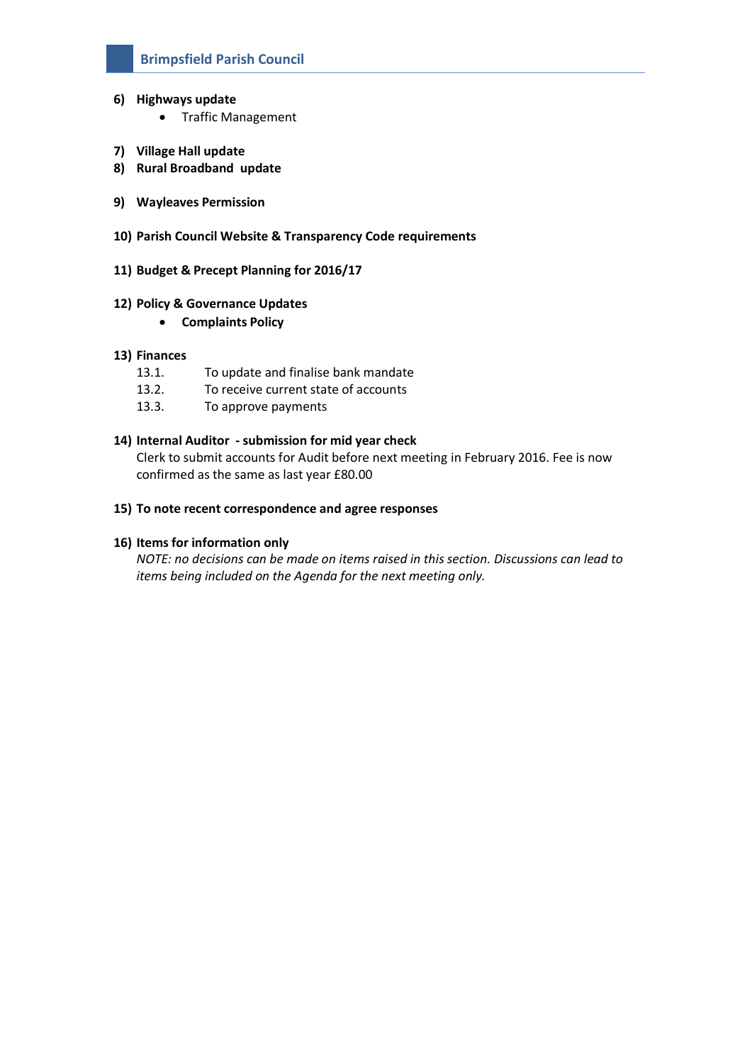6) **Highway­s update**
   - Traffic Management

7) **Village Hall update**
8) **Rural Broadband update**

9) **Wayleaves Permission**

10) **Parish Council Website & Transparency Code requirements**

11) **Budget & Precept Planning for 2016/17**

12) **Policy & Governance Updates**
    - **Complaints Policy**

13) **Finances**
    - 13.1. To update and finalise bank mandate
    - 13.2. To receive current state of accounts
    - 13.3. To approve payments

14) **Internal Auditor - submission for mid year check**

    Clerk to submit accounts for Audit before next meeting in February 2016. Fee is now confirmed as the same as last year £80.00

15) **To note recent correspondence and agree responses**

16) **Items for information only**

    *NOTE: no decisions can be made on items raised in this section. Discussions can lead to items being included on the Agenda for the next meeting only.*